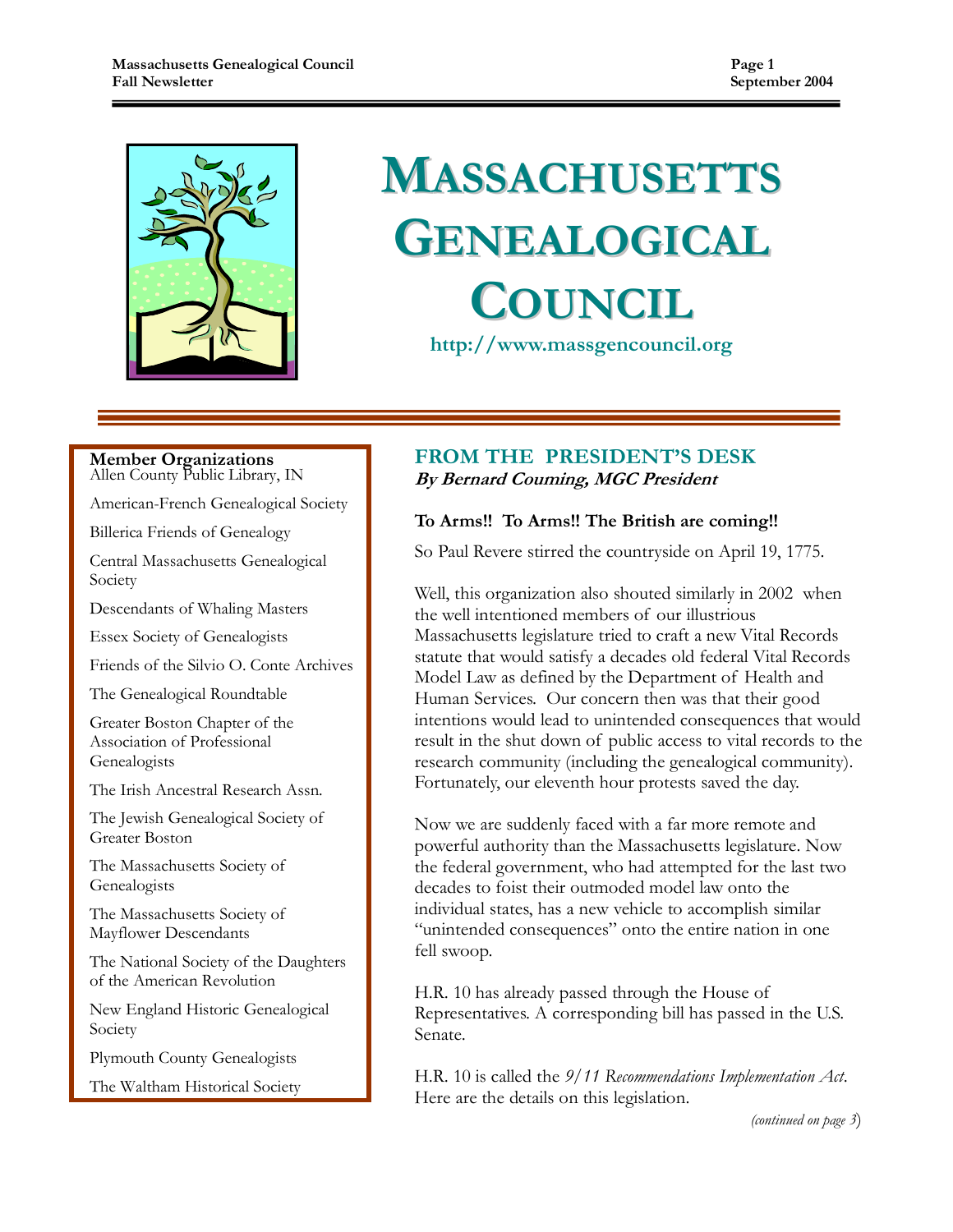# MASSACHUSETTS GENEALOGICAL COUNCIL

http://www.massgencouncil.org

**Member Organizations**

Allen County Public Library, IN

American-French Genealogical Society

Billerica Friends of Genealogy

Central Massachusetts Genealogical Society

Descendants of Whaling Masters

Essex Society of Genealogists

Friends of the Silvio O. Conte Archives

The Genealogical Roundtable

Greater Boston Chapter of the Association of Professional Genealogists

The Irish Ancestral Research Assn.

The Jewish Genealogical Society of Greater Boston

The Massachusetts Society of Genealogists

The Massachusetts Society of Mayflower Descendants

The National Society of the Daughters of the American Revolution

New England Historic Genealogical Society

Plymouth County Genealogists

The Waltham Historical Society

## FROM THE PRESIDENT'S DESK

***By Bernard Couming, MGC President***

**To Arms!! To Arms!! The British are coming!!**

So Paul Revere stirred the countryside on April 19, 1775.

Well, this organization also shouted similarly in 2002 when the well intentioned members of our illustrious Massachusetts legislature tried to craft a new Vital Records statute that would satisfy a decades old federal Vital Records Model Law as defined by the Department of Health and Human Services. Our concern then was that their good intentions would lead to unintended consequences that would result in the shut down of public access to vital records to the research community (including the genealogical community). Fortunately, our eleventh hour protests saved the day.

Now we are suddenly faced with a far more remote and powerful authority than the Massachusetts legislature. Now the federal government, who had attempted for the last two decades to foist their outmoded model law onto the individual states, has a new vehicle to accomplish similar "unintended consequences" onto the entire nation in one fell swoop.

H.R. 10 has already passed through the House of Representatives. A corresponding bill has passed in the U.S. Senate.

H.R. 10 is called the *9/11 Recommendations Implementation Act*. Here are the details on this legislation.

*(continued on page 3)*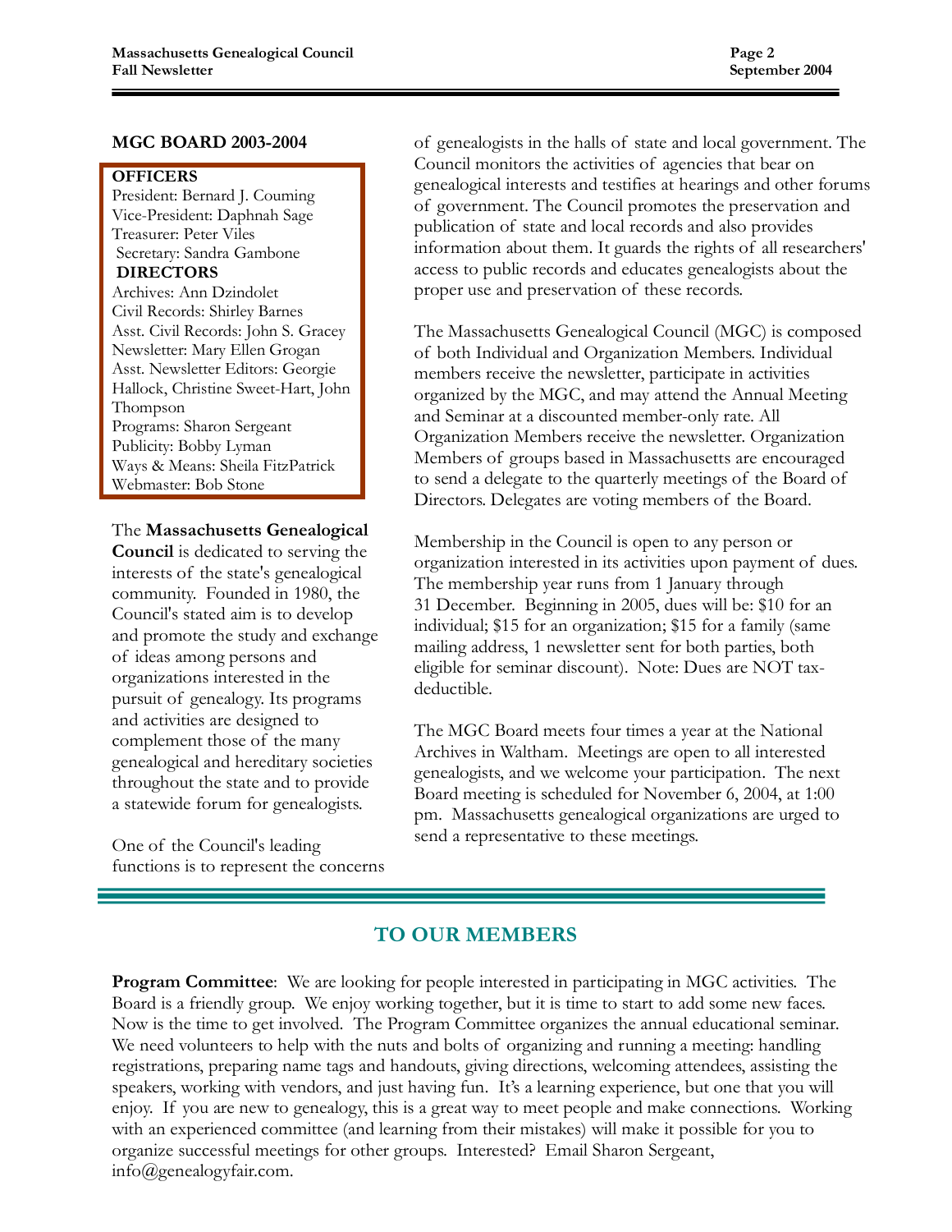## MGC BOARD 2003-2004

**OFFICERS**

President: Bernard J. Couming
Vice-President: Daphnah Sage
Treasurer: Peter Viles
Secretary: Sandra Gambone

**DIRECTORS**

Archives: Ann Dzindolet
Civil Records: Shirley Barnes
Asst. Civil Records: John S. Gracey
Newsletter: Mary Ellen Grogan
Asst. Newsletter Editors: Georgie Hallock, Christine Sweet-Hart, John Thompson
Programs: Sharon Sergeant
Publicity: Bobby Lyman
Ways & Means: Sheila FitzPatrick
Webmaster: Bob Stone

The **Massachusetts Genealogical Council** is dedicated to serving the interests of the state's genealogical community. Founded in 1980, the Council's stated aim is to develop and promote the study and exchange of ideas among persons and organizations interested in the pursuit of genealogy. Its programs and activities are designed to complement those of the many genealogical and hereditary societies throughout the state and to provide a statewide forum for genealogists.

One of the Council's leading functions is to represent the concerns of genealogists in the halls of state and local government. The Council monitors the activities of agencies that bear on genealogical interests and testifies at hearings and other forums of government. The Council promotes the preservation and publication of state and local records and also provides information about them. It guards the rights of all researchers' access to public records and educates genealogists about the proper use and preservation of these records.

The Massachusetts Genealogical Council (MGC) is composed of both Individual and Organization Members. Individual members receive the newsletter, participate in activities organized by the MGC, and may attend the Annual Meeting and Seminar at a discounted member-only rate. All Organization Members receive the newsletter. Organization Members of groups based in Massachusetts are encouraged to send a delegate to the quarterly meetings of the Board of Directors. Delegates are voting members of the Board.

Membership in the Council is open to any person or organization interested in its activities upon payment of dues. The membership year runs from 1 January through 31 December. Beginning in 2005, dues will be: $10 for an individual; $15 for an organization; $15 for a family (same mailing address, 1 newsletter sent for both parties, both eligible for seminar discount). Note: Dues are NOT tax-deductible.

The MGC Board meets four times a year at the National Archives in Waltham. Meetings are open to all interested genealogists, and we welcome your participation. The next Board meeting is scheduled for November 6, 2004, at 1:00 pm. Massachusetts genealogical organizations are urged to send a representative to these meetings.

## TO OUR MEMBERS

**Program Committee**: We are looking for people interested in participating in MGC activities. The Board is a friendly group. We enjoy working together, but it is time to start to add some new faces. Now is the time to get involved. The Program Committee organizes the annual educational seminar. We need volunteers to help with the nuts and bolts of organizing and running a meeting: handling registrations, preparing name tags and handouts, giving directions, welcoming attendees, assisting the speakers, working with vendors, and just having fun. It's a learning experience, but one that you will enjoy. If you are new to genealogy, this is a great way to meet people and make connections. Working with an experienced committee (and learning from their mistakes) will make it possible for you to organize successful meetings for other groups. Interested? Email Sharon Sergeant, info@genealogyfair.com.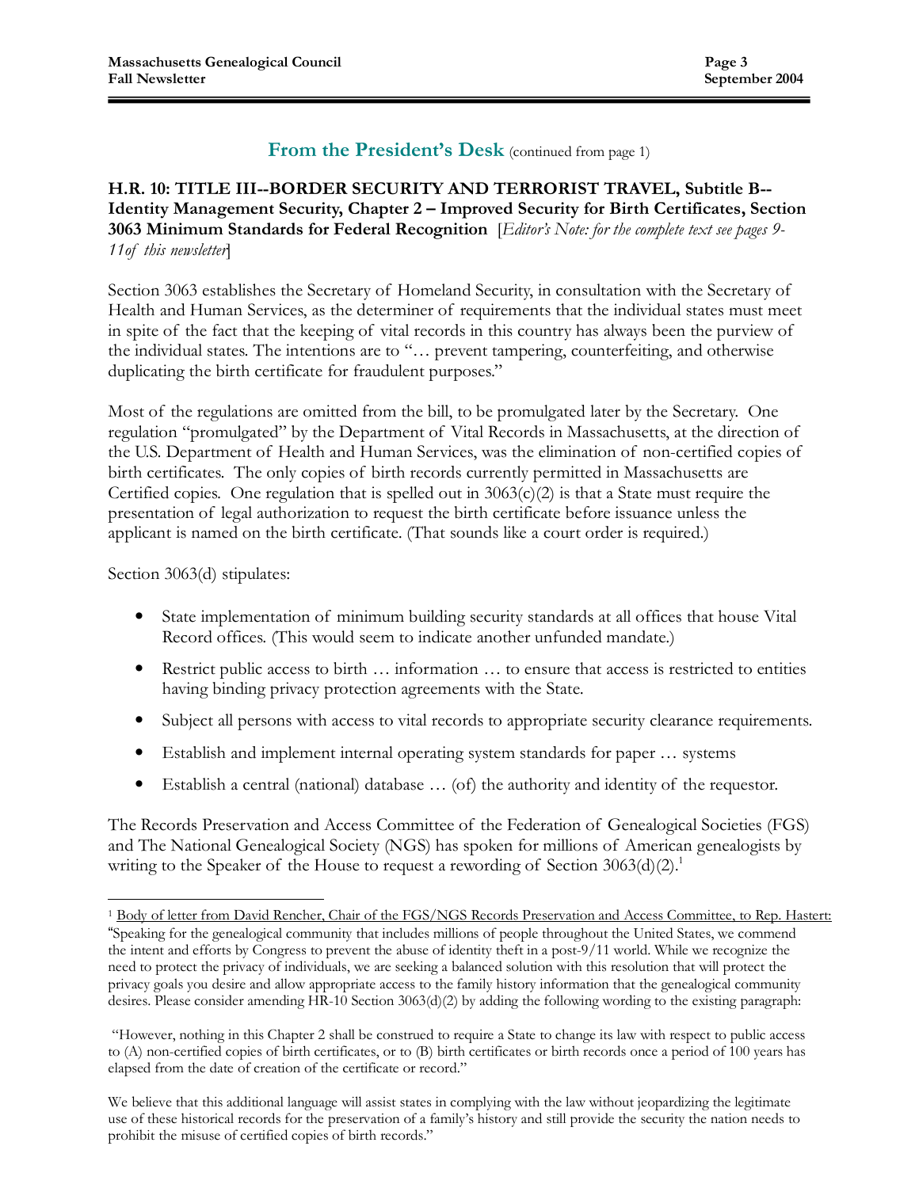## From the President's Desk (continued from page 1)

**H.R. 10: TITLE III--BORDER SECURITY AND TERRORIST TRAVEL, Subtitle B--Identity Management Security, Chapter 2 – Improved Security for Birth Certificates, Section 3063 Minimum Standards for Federal Recognition** [*Editor's Note: for the complete text see pages 9-11of this newsletter*]

Section 3063 establishes the Secretary of Homeland Security, in consultation with the Secretary of Health and Human Services, as the determiner of requirements that the individual states must meet in spite of the fact that the keeping of vital records in this country has always been the purview of the individual states. The intentions are to "… prevent tampering, counterfeiting, and otherwise duplicating the birth certificate for fraudulent purposes."

Most of the regulations are omitted from the bill, to be promulgated later by the Secretary. One regulation "promulgated" by the Department of Vital Records in Massachusetts, at the direction of the U.S. Department of Health and Human Services, was the elimination of non-certified copies of birth certificates. The only copies of birth records currently permitted in Massachusetts are Certified copies. One regulation that is spelled out in 3063(c)(2) is that a State must require the presentation of legal authorization to request the birth certificate before issuance unless the applicant is named on the birth certificate. (That sounds like a court order is required.)

Section 3063(d) stipulates:

- State implementation of minimum building security standards at all offices that house Vital Record offices. (This would seem to indicate another unfunded mandate.)
- Restrict public access to birth … information … to ensure that access is restricted to entities having binding privacy protection agreements with the State.
- Subject all persons with access to vital records to appropriate security clearance requirements.
- Establish and implement internal operating system standards for paper … systems
- Establish a central (national) database … (of) the authority and identity of the requestor.

The Records Preservation and Access Committee of the Federation of Genealogical Societies (FGS) and The National Genealogical Society (NGS) has spoken for millions of American genealogists by writing to the Speaker of the House to request a rewording of Section 3063(d)(2).[1]

---

[1] Body of letter from David Rencher, Chair of the FGS/NGS Records Preservation and Access Committee, to Rep. Hastert: "Speaking for the genealogical community that includes millions of people throughout the United States, we commend the intent and efforts by Congress to prevent the abuse of identity theft in a post-9/11 world. While we recognize the need to protect the privacy of individuals, we are seeking a balanced solution with this resolution that will protect the privacy goals you desire and allow appropriate access to the family history information that the genealogical community desires. Please consider amending HR-10 Section 3063(d)(2) by adding the following wording to the existing paragraph:

"However, nothing in this Chapter 2 shall be construed to require a State to change its law with respect to public access to (A) non-certified copies of birth certificates, or to (B) birth certificates or birth records once a period of 100 years has elapsed from the date of creation of the certificate or record."

We believe that this additional language will assist states in complying with the law without jeopardizing the legitimate use of these historical records for the preservation of a family's history and still provide the security the nation needs to prohibit the misuse of certified copies of birth records."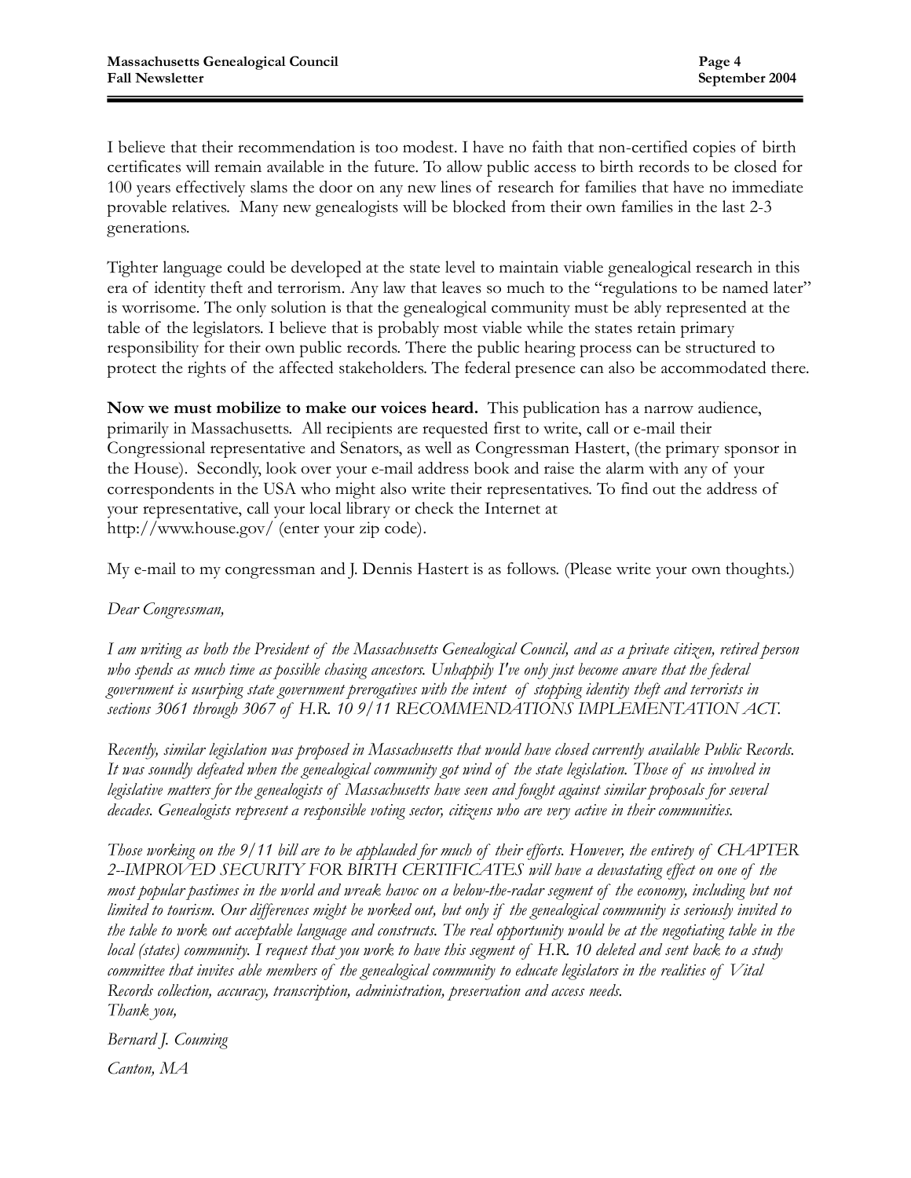I believe that their recommendation is too modest. I have no faith that non-certified copies of birth certificates will remain available in the future. To allow public access to birth records to be closed for 100 years effectively slams the door on any new lines of research for families that have no immediate provable relatives. Many new genealogists will be blocked from their own families in the last 2-3 generations.

Tighter language could be developed at the state level to maintain viable genealogical research in this era of identity theft and terrorism. Any law that leaves so much to the "regulations to be named later" is worrisome. The only solution is that the genealogical community must be ably represented at the table of the legislators. I believe that is probably most viable while the states retain primary responsibility for their own public records. There the public hearing process can be structured to protect the rights of the affected stakeholders. The federal presence can also be accommodated there.

**Now we must mobilize to make our voices heard.** This publication has a narrow audience, primarily in Massachusetts. All recipients are requested first to write, call or e-mail their Congressional representative and Senators, as well as Congressman Hastert, (the primary sponsor in the House). Secondly, look over your e-mail address book and raise the alarm with any of your correspondents in the USA who might also write their representatives. To find out the address of your representative, call your local library or check the Internet at http://www.house.gov/ (enter your zip code).

My e-mail to my congressman and J. Dennis Hastert is as follows. (Please write your own thoughts.)

*Dear Congressman,*

*I am writing as both the President of the Massachusetts Genealogical Council, and as a private citizen, retired person who spends as much time as possible chasing ancestors. Unhappily I've only just become aware that the federal government is usurping state government prerogatives with the intent of stopping identity theft and terrorists in sections 3061 through 3067 of H.R. 10 9/11 RECOMMENDATIONS IMPLEMENTATION ACT.*

*Recently, similar legislation was proposed in Massachusetts that would have closed currently available Public Records. It was soundly defeated when the genealogical community got wind of the state legislation. Those of us involved in legislative matters for the genealogists of Massachusetts have seen and fought against similar proposals for several decades. Genealogists represent a responsible voting sector, citizens who are very active in their communities.*

*Those working on the 9/11 bill are to be applauded for much of their efforts. However, the entirety of CHAPTER 2--IMPROVED SECURITY FOR BIRTH CERTIFICATES will have a devastating effect on one of the most popular pastimes in the world and wreak havoc on a below-the-radar segment of the economy, including but not limited to tourism. Our differences might be worked out, but only if the genealogical community is seriously invited to the table to work out acceptable language and constructs. The real opportunity would be at the negotiating table in the local (states) community. I request that you work to have this segment of H.R. 10 deleted and sent back to a study committee that invites able members of the genealogical community to educate legislators in the realities of Vital Records collection, accuracy, transcription, administration, preservation and access needs.*
*Thank you,*

*Bernard J. Couming*

*Canton, MA*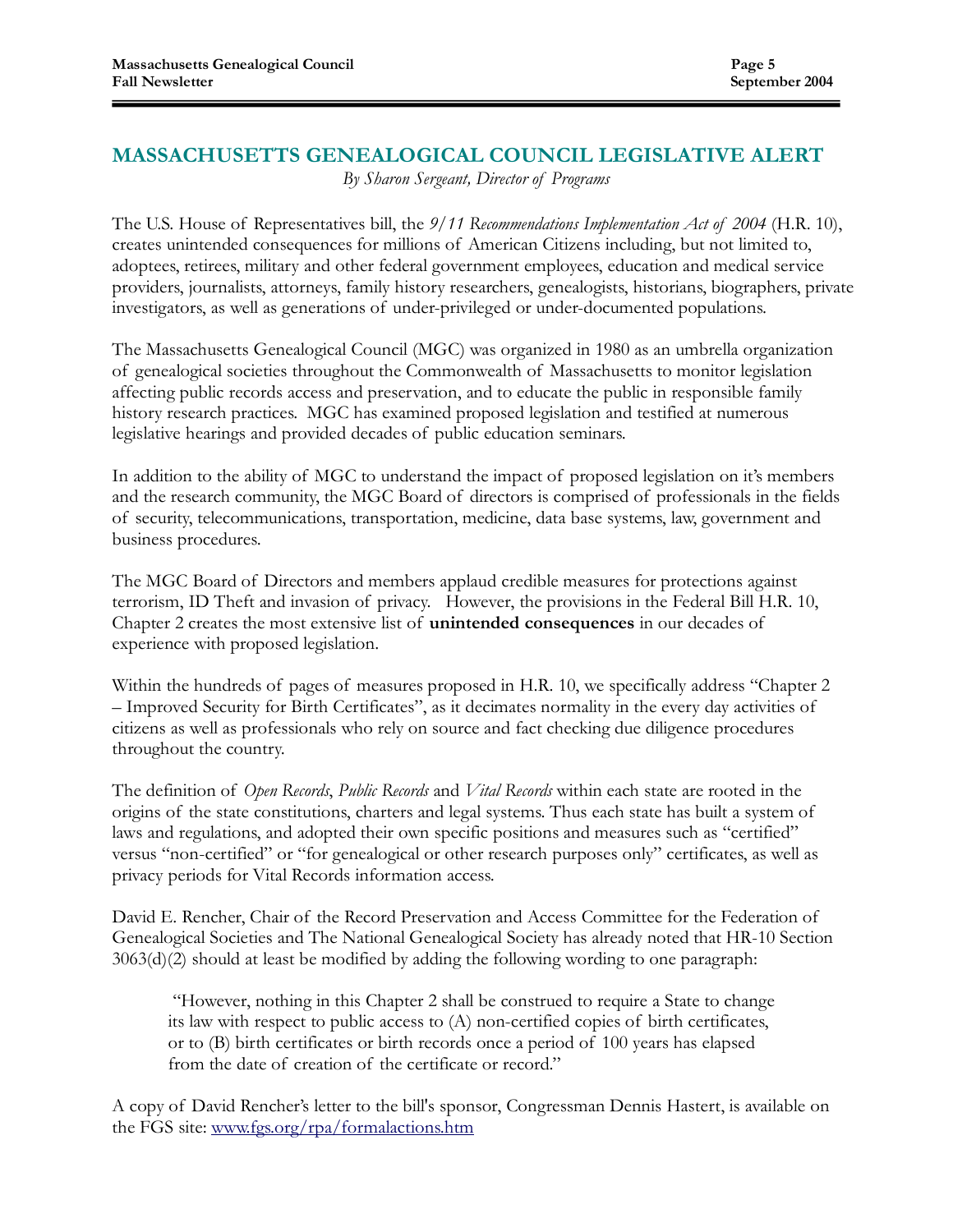# MASSACHUSETTS GENEALOGICAL COUNCIL LEGISLATIVE ALERT

*By Sharon Sergeant, Director of Programs*

The U.S. House of Representatives bill, the *9/11 Recommendations Implementation Act of 2004* (H.R. 10), creates unintended consequences for millions of American Citizens including, but not limited to, adoptees, retirees, military and other federal government employees, education and medical service providers, journalists, attorneys, family history researchers, genealogists, historians, biographers, private investigators, as well as generations of under-privileged or under-documented populations.

The Massachusetts Genealogical Council (MGC) was organized in 1980 as an umbrella organization of genealogical societies throughout the Commonwealth of Massachusetts to monitor legislation affecting public records access and preservation, and to educate the public in responsible family history research practices. MGC has examined proposed legislation and testified at numerous legislative hearings and provided decades of public education seminars.

In addition to the ability of MGC to understand the impact of proposed legislation on it's members and the research community, the MGC Board of directors is comprised of professionals in the fields of security, telecommunications, transportation, medicine, data base systems, law, government and business procedures.

The MGC Board of Directors and members applaud credible measures for protections against terrorism, ID Theft and invasion of privacy. However, the provisions in the Federal Bill H.R. 10, Chapter 2 creates the most extensive list of **unintended consequences** in our decades of experience with proposed legislation.

Within the hundreds of pages of measures proposed in H.R. 10, we specifically address "Chapter 2 – Improved Security for Birth Certificates", as it decimates normality in the every day activities of citizens as well as professionals who rely on source and fact checking due diligence procedures throughout the country.

The definition of *Open Records*, *Public Records* and *Vital Records* within each state are rooted in the origins of the state constitutions, charters and legal systems. Thus each state has built a system of laws and regulations, and adopted their own specific positions and measures such as "certified" versus "non-certified" or "for genealogical or other research purposes only" certificates, as well as privacy periods for Vital Records information access.

David E. Rencher, Chair of the Record Preservation and Access Committee for the Federation of Genealogical Societies and The National Genealogical Society has already noted that HR-10 Section 3063(d)(2) should at least be modified by adding the following wording to one paragraph:

> "However, nothing in this Chapter 2 shall be construed to require a State to change its law with respect to public access to (A) non-certified copies of birth certificates, or to (B) birth certificates or birth records once a period of 100 years has elapsed from the date of creation of the certificate or record."

A copy of David Rencher's letter to the bill's sponsor, Congressman Dennis Hastert, is available on the FGS site: www.fgs.org/rpa/formalactions.htm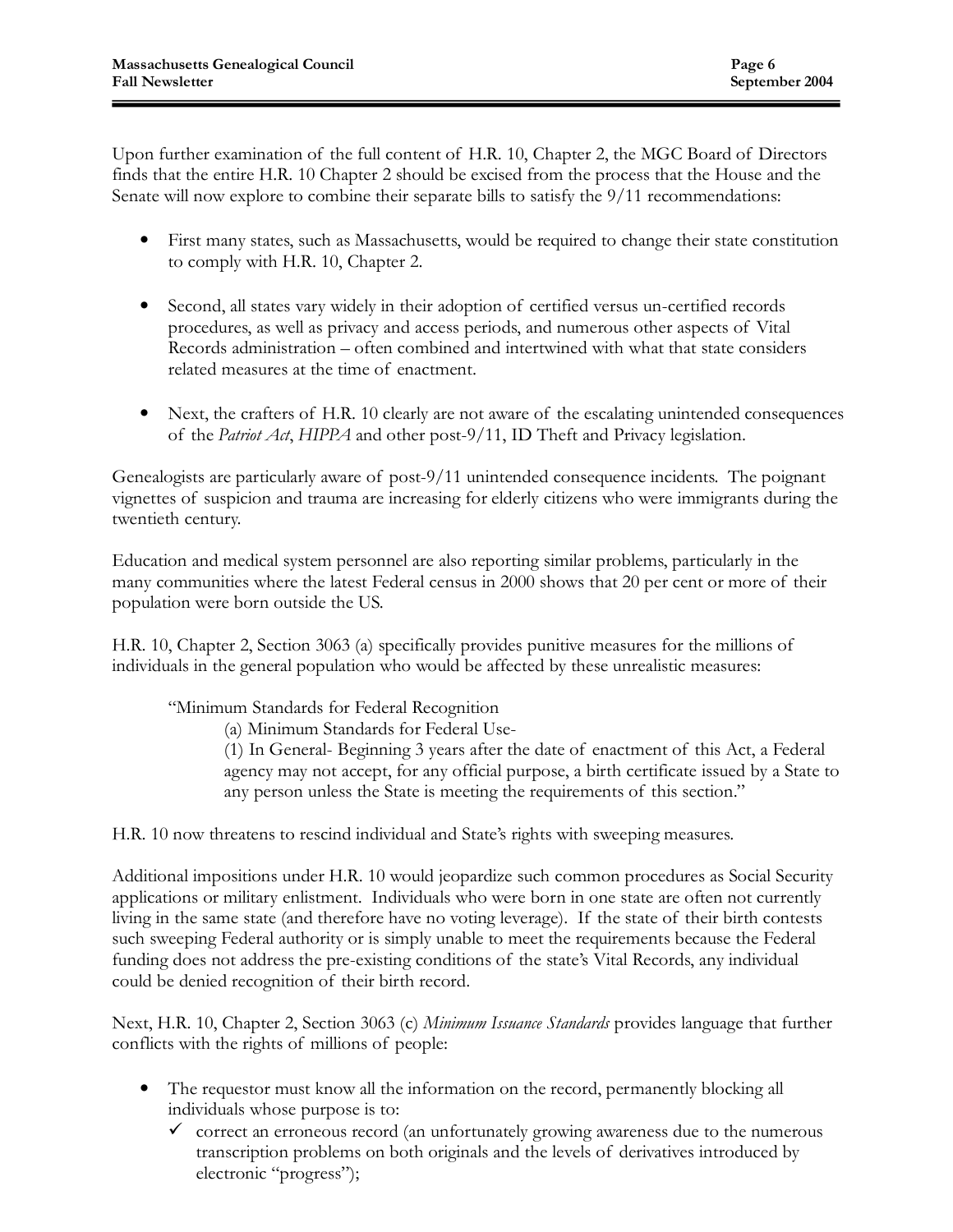Upon further examination of the full content of H.R. 10, Chapter 2, the MGC Board of Directors finds that the entire H.R. 10 Chapter 2 should be excised from the process that the House and the Senate will now explore to combine their separate bills to satisfy the 9/11 recommendations:

- First many states, such as Massachusetts, would be required to change their state constitution to comply with H.R. 10, Chapter 2.
- Second, all states vary widely in their adoption of certified versus un-certified records procedures, as well as privacy and access periods, and numerous other aspects of Vital Records administration – often combined and intertwined with what that state considers related measures at the time of enactment.
- Next, the crafters of H.R. 10 clearly are not aware of the escalating unintended consequences of the *Patriot Act*, *HIPPA* and other post-9/11, ID Theft and Privacy legislation.

Genealogists are particularly aware of post-9/11 unintended consequence incidents. The poignant vignettes of suspicion and trauma are increasing for elderly citizens who were immigrants during the twentieth century.

Education and medical system personnel are also reporting similar problems, particularly in the many communities where the latest Federal census in 2000 shows that 20 per cent or more of their population were born outside the US.

H.R. 10, Chapter 2, Section 3063 (a) specifically provides punitive measures for the millions of individuals in the general population who would be affected by these unrealistic measures:

> "Minimum Standards for Federal Recognition
>
> (a) Minimum Standards for Federal Use-
>
> (1) In General- Beginning 3 years after the date of enactment of this Act, a Federal agency may not accept, for any official purpose, a birth certificate issued by a State to any person unless the State is meeting the requirements of this section."

H.R. 10 now threatens to rescind individual and State's rights with sweeping measures.

Additional impositions under H.R. 10 would jeopardize such common procedures as Social Security applications or military enlistment. Individuals who were born in one state are often not currently living in the same state (and therefore have no voting leverage). If the state of their birth contests such sweeping Federal authority or is simply unable to meet the requirements because the Federal funding does not address the pre-existing conditions of the state's Vital Records, any individual could be denied recognition of their birth record.

Next, H.R. 10, Chapter 2, Section 3063 (c) *Minimum Issuance Standards* provides language that further conflicts with the rights of millions of people:

- The requestor must know all the information on the record, permanently blocking all individuals whose purpose is to:
  - ✓ correct an erroneous record (an unfortunately growing awareness due to the numerous transcription problems on both originals and the levels of derivatives introduced by electronic "progress");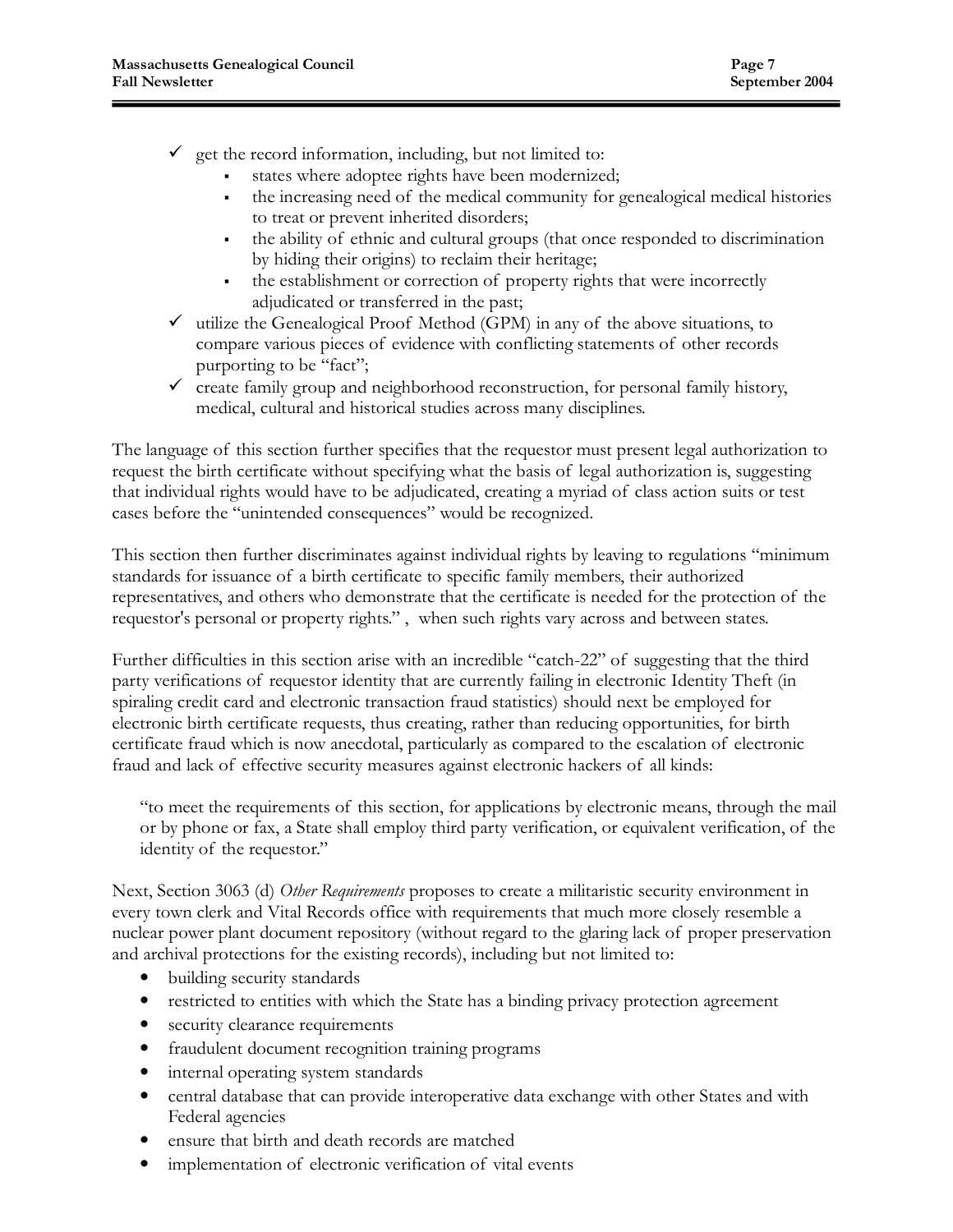- ✓ get the record information, including, but not limited to:
  - states where adoptee rights have been modernized;
  - the increasing need of the medical community for genealogical medical histories to treat or prevent inherited disorders;
  - the ability of ethnic and cultural groups (that once responded to discrimination by hiding their origins) to reclaim their heritage;
  - the establishment or correction of property rights that were incorrectly adjudicated or transferred in the past;
- ✓ utilize the Genealogical Proof Method (GPM) in any of the above situations, to compare various pieces of evidence with conflicting statements of other records purporting to be "fact";
- ✓ create family group and neighborhood reconstruction, for personal family history, medical, cultural and historical studies across many disciplines.

The language of this section further specifies that the requestor must present legal authorization to request the birth certificate without specifying what the basis of legal authorization is, suggesting that individual rights would have to be adjudicated, creating a myriad of class action suits or test cases before the "unintended consequences" would be recognized.

This section then further discriminates against individual rights by leaving to regulations "minimum standards for issuance of a birth certificate to specific family members, their authorized representatives, and others who demonstrate that the certificate is needed for the protection of the requestor's personal or property rights." , when such rights vary across and between states.

Further difficulties in this section arise with an incredible "catch-22" of suggesting that the third party verifications of requestor identity that are currently failing in electronic Identity Theft (in spiraling credit card and electronic transaction fraud statistics) should next be employed for electronic birth certificate requests, thus creating, rather than reducing opportunities, for birth certificate fraud which is now anecdotal, particularly as compared to the escalation of electronic fraud and lack of effective security measures against electronic hackers of all kinds:

> "to meet the requirements of this section, for applications by electronic means, through the mail or by phone or fax, a State shall employ third party verification, or equivalent verification, of the identity of the requestor."

Next, Section 3063 (d) *Other Requirements* proposes to create a militaristic security environment in every town clerk and Vital Records office with requirements that much more closely resemble a nuclear power plant document repository (without regard to the glaring lack of proper preservation and archival protections for the existing records), including but not limited to:

- building security standards
- restricted to entities with which the State has a binding privacy protection agreement
- security clearance requirements
- fraudulent document recognition training programs
- internal operating system standards
- central database that can provide interoperative data exchange with other States and with Federal agencies
- ensure that birth and death records are matched
- implementation of electronic verification of vital events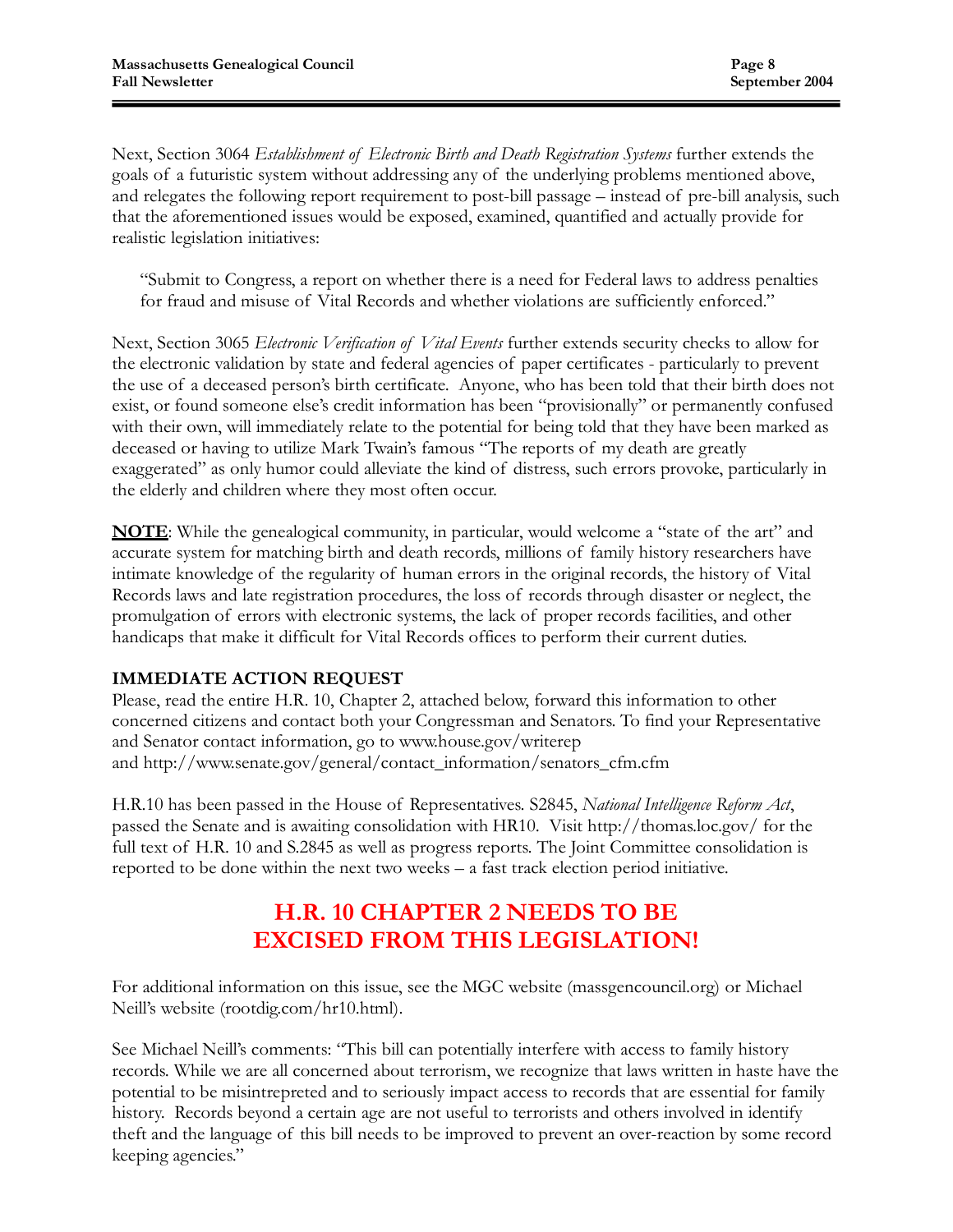Next, Section 3064 *Establishment of Electronic Birth and Death Registration Systems* further extends the goals of a futuristic system without addressing any of the underlying problems mentioned above, and relegates the following report requirement to post-bill passage – instead of pre-bill analysis, such that the aforementioned issues would be exposed, examined, quantified and actually provide for realistic legislation initiatives:

> "Submit to Congress, a report on whether there is a need for Federal laws to address penalties for fraud and misuse of Vital Records and whether violations are sufficiently enforced."

Next, Section 3065 *Electronic Verification of Vital Events* further extends security checks to allow for the electronic validation by state and federal agencies of paper certificates - particularly to prevent the use of a deceased person's birth certificate. Anyone, who has been told that their birth does not exist, or found someone else's credit information has been "provisionally" or permanently confused with their own, will immediately relate to the potential for being told that they have been marked as deceased or having to utilize Mark Twain's famous "The reports of my death are greatly exaggerated" as only humor could alleviate the kind of distress, such errors provoke, particularly in the elderly and children where they most often occur.

**NOTE**: While the genealogical community, in particular, would welcome a "state of the art" and accurate system for matching birth and death records, millions of family history researchers have intimate knowledge of the regularity of human errors in the original records, the history of Vital Records laws and late registration procedures, the loss of records through disaster or neglect, the promulgation of errors with electronic systems, the lack of proper records facilities, and other handicaps that make it difficult for Vital Records offices to perform their current duties.

**IMMEDIATE ACTION REQUEST**

Please, read the entire H.R. 10, Chapter 2, attached below, forward this information to other concerned citizens and contact both your Congressman and Senators. To find your Representative and Senator contact information, go to www.house.gov/writerep
and http://www.senate.gov/general/contact_information/senators_cfm.cfm

H.R.10 has been passed in the House of Representatives. S2845, *National Intelligence Reform Act*, passed the Senate and is awaiting consolidation with HR10. Visit http://thomas.loc.gov/ for the full text of H.R. 10 and S.2845 as well as progress reports. The Joint Committee consolidation is reported to be done within the next two weeks – a fast track election period initiative.

## H.R. 10 CHAPTER 2 NEEDS TO BE EXCISED FROM THIS LEGISLATION!

For additional information on this issue, see the MGC website (massgencouncil.org) or Michael Neill's website (rootdig.com/hr10.html).

See Michael Neill's comments: "This bill can potentially interfere with access to family history records. While we are all concerned about terrorism, we recognize that laws written in haste have the potential to be misintrepreted and to seriously impact access to records that are essential for family history. Records beyond a certain age are not useful to terrorists and others involved in identify theft and the language of this bill needs to be improved to prevent an over-reaction by some record keeping agencies."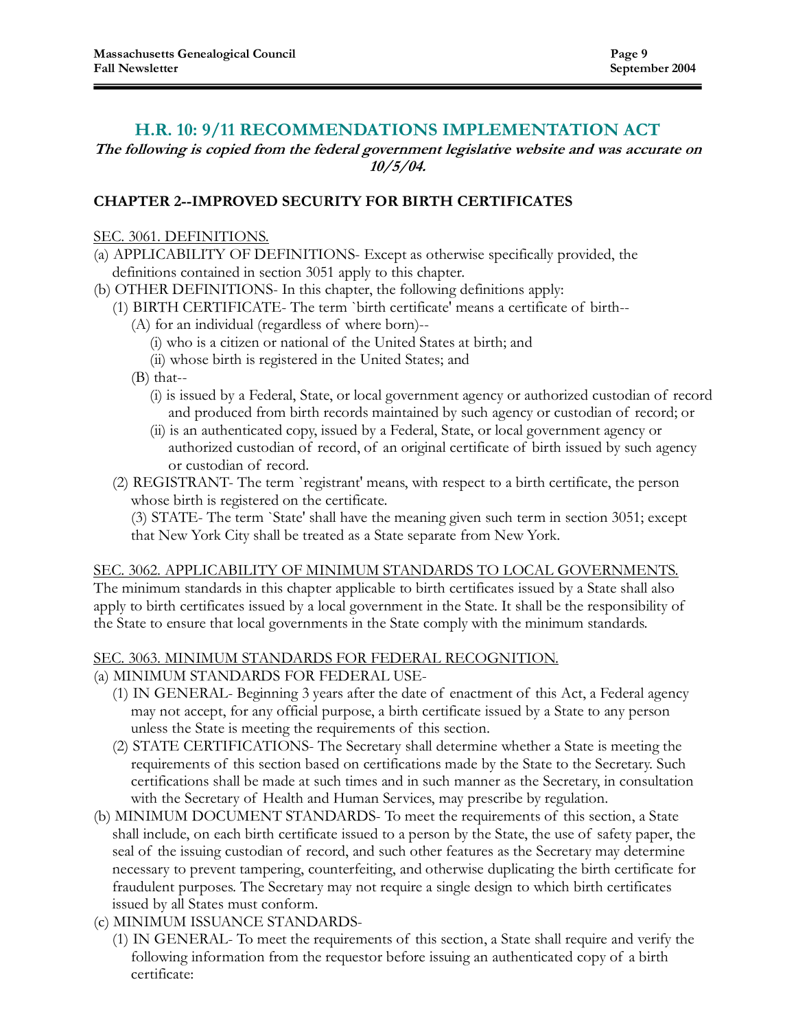## H.R. 10: 9/11 RECOMMENDATIONS IMPLEMENTATION ACT

***The following is copied from the federal government legislative website and was accurate on 10/5/04.***

### CHAPTER 2--IMPROVED SECURITY FOR BIRTH CERTIFICATES

SEC. 3061. DEFINITIONS.

(a) APPLICABILITY OF DEFINITIONS- Except as otherwise specifically provided, the definitions contained in section 3051 apply to this chapter.

(b) OTHER DEFINITIONS- In this chapter, the following definitions apply:

- (1) BIRTH CERTIFICATE- The term `birth certificate' means a certificate of birth--
  - (A) for an individual (regardless of where born)--
    - (i) who is a citizen or national of the United States at birth; and
    - (ii) whose birth is registered in the United States; and
  - (B) that--
    - (i) is issued by a Federal, State, or local government agency or authorized custodian of record and produced from birth records maintained by such agency or custodian of record; or
    - (ii) is an authenticated copy, issued by a Federal, State, or local government agency or authorized custodian of record, of an original certificate of birth issued by such agency or custodian of record.
- (2) REGISTRANT- The term `registrant' means, with respect to a birth certificate, the person whose birth is registered on the certificate.
- (3) STATE- The term `State' shall have the meaning given such term in section 3051; except that New York City shall be treated as a State separate from New York.

SEC. 3062. APPLICABILITY OF MINIMUM STANDARDS TO LOCAL GOVERNMENTS.

The minimum standards in this chapter applicable to birth certificates issued by a State shall also apply to birth certificates issued by a local government in the State. It shall be the responsibility of the State to ensure that local governments in the State comply with the minimum standards.

SEC. 3063. MINIMUM STANDARDS FOR FEDERAL RECOGNITION.

(a) MINIMUM STANDARDS FOR FEDERAL USE-

- (1) IN GENERAL- Beginning 3 years after the date of enactment of this Act, a Federal agency may not accept, for any official purpose, a birth certificate issued by a State to any person unless the State is meeting the requirements of this section.
- (2) STATE CERTIFICATIONS- The Secretary shall determine whether a State is meeting the requirements of this section based on certifications made by the State to the Secretary. Such certifications shall be made at such times and in such manner as the Secretary, in consultation with the Secretary of Health and Human Services, may prescribe by regulation.

(b) MINIMUM DOCUMENT STANDARDS- To meet the requirements of this section, a State shall include, on each birth certificate issued to a person by the State, the use of safety paper, the seal of the issuing custodian of record, and such other features as the Secretary may determine necessary to prevent tampering, counterfeiting, and otherwise duplicating the birth certificate for fraudulent purposes. The Secretary may not require a single design to which birth certificates issued by all States must conform.

(c) MINIMUM ISSUANCE STANDARDS-

- (1) IN GENERAL- To meet the requirements of this section, a State shall require and verify the following information from the requestor before issuing an authenticated copy of a birth certificate: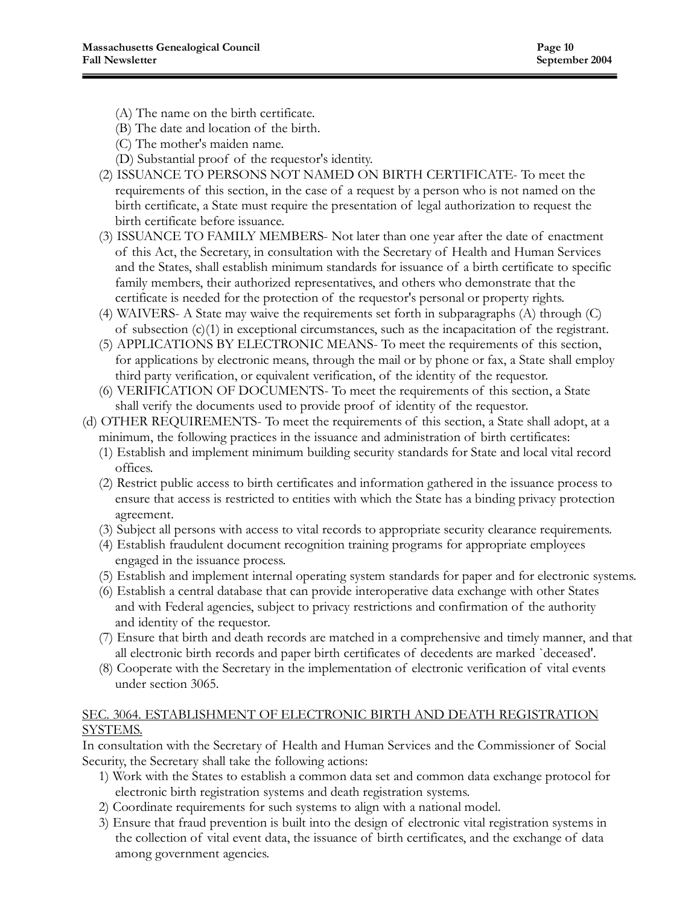(A) The name on the birth certificate.
(B) The date and location of the birth.
(C) The mother's maiden name.
(D) Substantial proof of the requestor's identity.

(2) ISSUANCE TO PERSONS NOT NAMED ON BIRTH CERTIFICATE- To meet the requirements of this section, in the case of a request by a person who is not named on the birth certificate, a State must require the presentation of legal authorization to request the birth certificate before issuance.

(3) ISSUANCE TO FAMILY MEMBERS- Not later than one year after the date of enactment of this Act, the Secretary, in consultation with the Secretary of Health and Human Services and the States, shall establish minimum standards for issuance of a birth certificate to specific family members, their authorized representatives, and others who demonstrate that the certificate is needed for the protection of the requestor's personal or property rights.

(4) WAIVERS- A State may waive the requirements set forth in subparagraphs (A) through (C) of subsection (c)(1) in exceptional circumstances, such as the incapacitation of the registrant.

(5) APPLICATIONS BY ELECTRONIC MEANS- To meet the requirements of this section, for applications by electronic means, through the mail or by phone or fax, a State shall employ third party verification, or equivalent verification, of the identity of the requestor.

(6) VERIFICATION OF DOCUMENTS- To meet the requirements of this section, a State shall verify the documents used to provide proof of identity of the requestor.

(d) OTHER REQUIREMENTS- To meet the requirements of this section, a State shall adopt, at a minimum, the following practices in the issuance and administration of birth certificates:

(1) Establish and implement minimum building security standards for State and local vital record offices.

(2) Restrict public access to birth certificates and information gathered in the issuance process to ensure that access is restricted to entities with which the State has a binding privacy protection agreement.

(3) Subject all persons with access to vital records to appropriate security clearance requirements.

(4) Establish fraudulent document recognition training programs for appropriate employees engaged in the issuance process.

(5) Establish and implement internal operating system standards for paper and for electronic systems.

(6) Establish a central database that can provide interoperative data exchange with other States and with Federal agencies, subject to privacy restrictions and confirmation of the authority and identity of the requestor.

(7) Ensure that birth and death records are matched in a comprehensive and timely manner, and that all electronic birth records and paper birth certificates of decedents are marked `deceased'.

(8) Cooperate with the Secretary in the implementation of electronic verification of vital events under section 3065.

<u>SEC. 3064. ESTABLISHMENT OF ELECTRONIC BIRTH AND DEATH REGISTRATION SYSTEMS.</u>

In consultation with the Secretary of Health and Human Services and the Commissioner of Social Security, the Secretary shall take the following actions:

1) Work with the States to establish a common data set and common data exchange protocol for electronic birth registration systems and death registration systems.

2) Coordinate requirements for such systems to align with a national model.

3) Ensure that fraud prevention is built into the design of electronic vital registration systems in the collection of vital event data, the issuance of birth certificates, and the exchange of data among government agencies.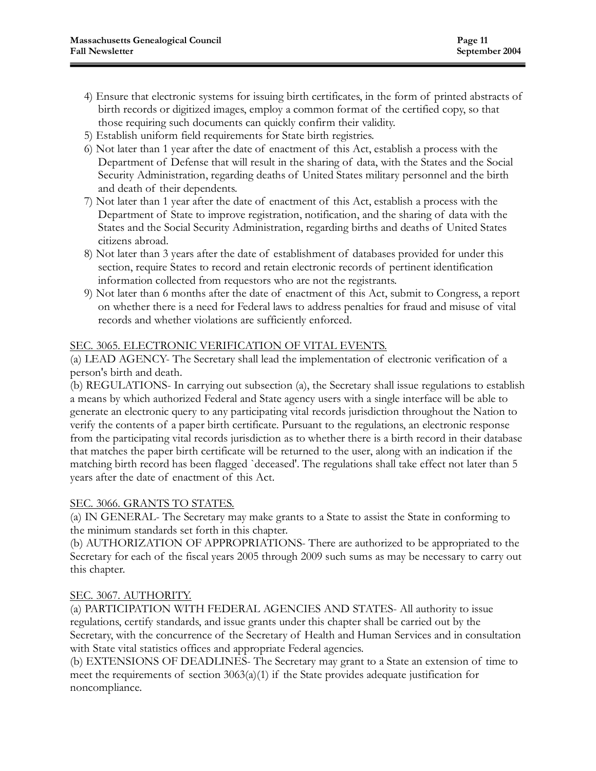4) Ensure that electronic systems for issuing birth certificates, in the form of printed abstracts of birth records or digitized images, employ a common format of the certified copy, so that those requiring such documents can quickly confirm their validity.
5) Establish uniform field requirements for State birth registries.
6) Not later than 1 year after the date of enactment of this Act, establish a process with the Department of Defense that will result in the sharing of data, with the States and the Social Security Administration, regarding deaths of United States military personnel and the birth and death of their dependents.
7) Not later than 1 year after the date of enactment of this Act, establish a process with the Department of State to improve registration, notification, and the sharing of data with the States and the Social Security Administration, regarding births and deaths of United States citizens abroad.
8) Not later than 3 years after the date of establishment of databases provided for under this section, require States to record and retain electronic records of pertinent identification information collected from requestors who are not the registrants.
9) Not later than 6 months after the date of enactment of this Act, submit to Congress, a report on whether there is a need for Federal laws to address penalties for fraud and misuse of vital records and whether violations are sufficiently enforced.

SEC. 3065. ELECTRONIC VERIFICATION OF VITAL EVENTS.

(a) LEAD AGENCY- The Secretary shall lead the implementation of electronic verification of a person's birth and death.

(b) REGULATIONS- In carrying out subsection (a), the Secretary shall issue regulations to establish a means by which authorized Federal and State agency users with a single interface will be able to generate an electronic query to any participating vital records jurisdiction throughout the Nation to verify the contents of a paper birth certificate. Pursuant to the regulations, an electronic response from the participating vital records jurisdiction as to whether there is a birth record in their database that matches the paper birth certificate will be returned to the user, along with an indication if the matching birth record has been flagged `deceased'. The regulations shall take effect not later than 5 years after the date of enactment of this Act.

SEC. 3066. GRANTS TO STATES.

(a) IN GENERAL- The Secretary may make grants to a State to assist the State in conforming to the minimum standards set forth in this chapter.

(b) AUTHORIZATION OF APPROPRIATIONS- There are authorized to be appropriated to the Secretary for each of the fiscal years 2005 through 2009 such sums as may be necessary to carry out this chapter.

SEC. 3067. AUTHORITY.

(a) PARTICIPATION WITH FEDERAL AGENCIES AND STATES- All authority to issue regulations, certify standards, and issue grants under this chapter shall be carried out by the Secretary, with the concurrence of the Secretary of Health and Human Services and in consultation with State vital statistics offices and appropriate Federal agencies.

(b) EXTENSIONS OF DEADLINES- The Secretary may grant to a State an extension of time to meet the requirements of section 3063(a)(1) if the State provides adequate justification for noncompliance.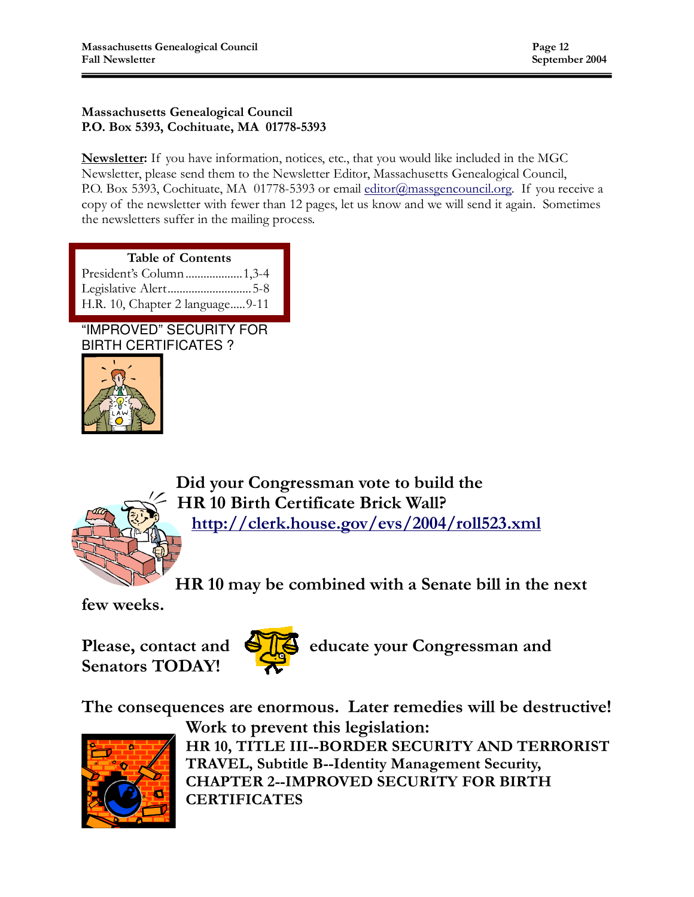**Massachusetts Genealogical Council**
**P.O. Box 5393, Cochituate, MA 01778-5393**

**Newsletter:** If you have information, notices, etc., that you would like included in the MGC Newsletter, please send them to the Newsletter Editor, Massachusetts Genealogical Council, P.O. Box 5393, Cochituate, MA 01778-5393 or email editor@massgencouncil.org. If you receive a copy of the newsletter with fewer than 12 pages, let us know and we will send it again. Sometimes the newsletters suffer in the mailing process.

| Table of Contents | |
|---|---|
| President's Column | 1,3-4 |
| Legislative Alert | 5-8 |
| H.R. 10, Chapter 2 language | 9-11 |

"IMPROVED" SECURITY FOR BIRTH CERTIFICATES ?

**Did your Congressman vote to build the HR 10 Birth Certificate Brick Wall?**
**http://clerk.house.gov/evs/2004/roll523.xml**

**HR 10 may be combined with a Senate bill in the next few weeks.**

**Please, contact and educate your Congressman and Senators TODAY!**

**The consequences are enormous. Later remedies will be destructive!**

**Work to prevent this legislation:**
**HR 10, TITLE III--BORDER SECURITY AND TERRORIST TRAVEL, Subtitle B--Identity Management Security, CHAPTER 2--IMPROVED SECURITY FOR BIRTH CERTIFICATES**